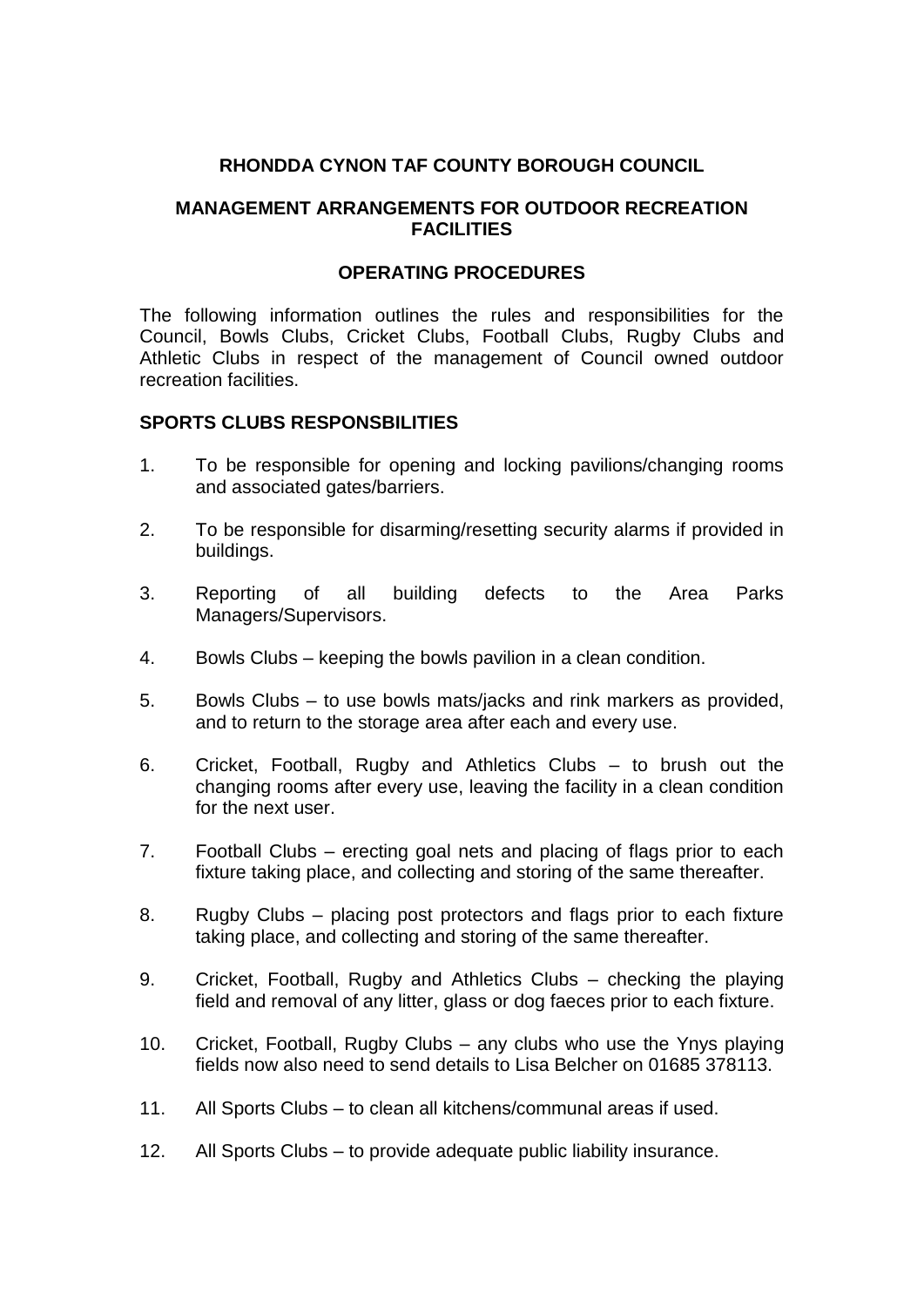# RHONDDA CYNON TAF COUNTY BOROUGH COUNCIL

## MANAGEMENT ARRANGEMENTS FOR OUTDOOR RECREATION FACILITIES

## OPERATING PROCEDURES

The following information outlines the rules and responsibilities for the Council, Bowls Clubs, Cricket Clubs, Football Clubs, Rugby Clubs and Athletic Clubs in respect of the management of Council owned outdoor recreation facilities.

### SPORTS CLUBS RESPONSBILITIES

1. To be responsible for opening and locking pavilions/changing rooms and associated gates/barriers.
2. To be responsible for disarming/resetting security alarms if provided in buildings.
3. Reporting of all building defects to the Area Parks Managers/Supervisors.
4. Bowls Clubs – keeping the bowls pavilion in a clean condition.
5. Bowls Clubs – to use bowls mats/jacks and rink markers as provided, and to return to the storage area after each and every use.
6. Cricket, Football, Rugby and Athletics Clubs – to brush out the changing rooms after every use, leaving the facility in a clean condition for the next user.
7. Football Clubs – erecting goal nets and placing of flags prior to each fixture taking place, and collecting and storing of the same thereafter.
8. Rugby Clubs – placing post protectors and flags prior to each fixture taking place, and collecting and storing of the same thereafter.
9. Cricket, Football, Rugby and Athletics Clubs – checking the playing field and removal of any litter, glass or dog faeces prior to each fixture.
10. Cricket, Football, Rugby Clubs – any clubs who use the Ynys playing fields now also need to send details to Lisa Belcher on 01685 378113.
11. All Sports Clubs – to clean all kitchens/communal areas if used.
12. All Sports Clubs – to provide adequate public liability insurance.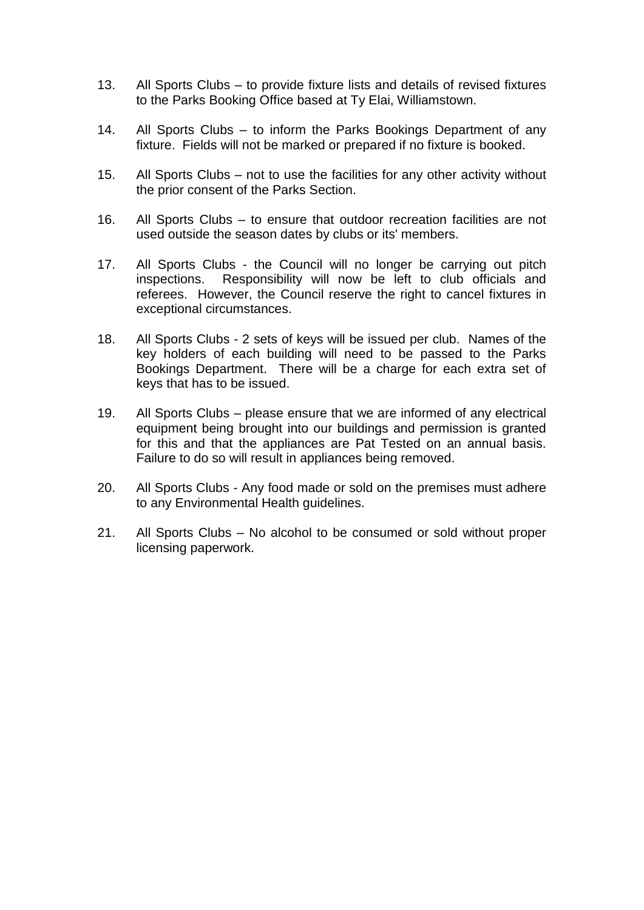13. All Sports Clubs – to provide fixture lists and details of revised fixtures to the Parks Booking Office based at Ty Elai, Williamstown.

14. All Sports Clubs – to inform the Parks Bookings Department of any fixture. Fields will not be marked or prepared if no fixture is booked.

15. All Sports Clubs – not to use the facilities for any other activity without the prior consent of the Parks Section.

16. All Sports Clubs – to ensure that outdoor recreation facilities are not used outside the season dates by clubs or its' members.

17. All Sports Clubs - the Council will no longer be carrying out pitch inspections. Responsibility will now be left to club officials and referees. However, the Council reserve the right to cancel fixtures in exceptional circumstances.

18. All Sports Clubs - 2 sets of keys will be issued per club. Names of the key holders of each building will need to be passed to the Parks Bookings Department. There will be a charge for each extra set of keys that has to be issued.

19. All Sports Clubs – please ensure that we are informed of any electrical equipment being brought into our buildings and permission is granted for this and that the appliances are Pat Tested on an annual basis. Failure to do so will result in appliances being removed.

20. All Sports Clubs - Any food made or sold on the premises must adhere to any Environmental Health guidelines.

21. All Sports Clubs – No alcohol to be consumed or sold without proper licensing paperwork.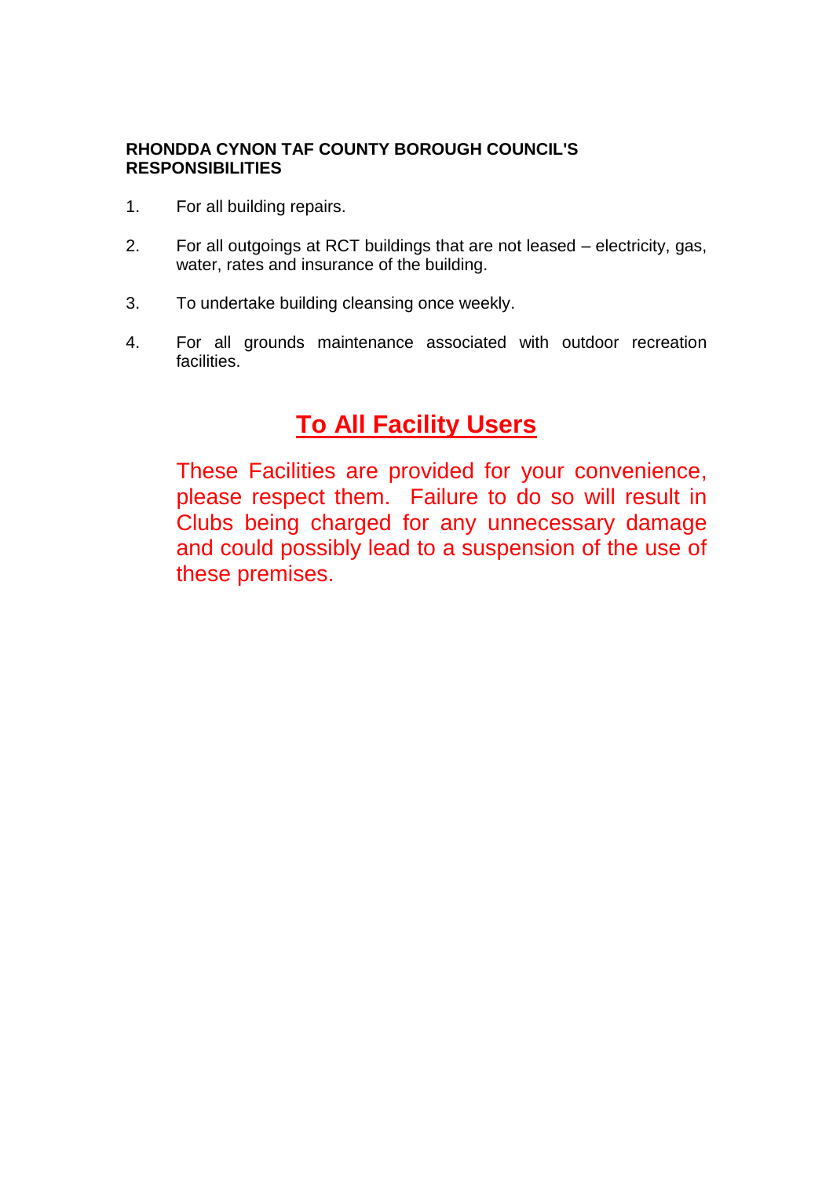**RHONDDA CYNON TAF COUNTY BOROUGH COUNCIL'S RESPONSIBILITIES**

1. For all building repairs.

2. For all outgoings at RCT buildings that are not leased – electricity, gas, water, rates and insurance of the building.

3. To undertake building cleansing once weekly.

4. For all grounds maintenance associated with outdoor recreation facilities.

## To All Facility Users

These Facilities are provided for your convenience, please respect them. Failure to do so will result in Clubs being charged for any unnecessary damage and could possibly lead to a suspension of the use of these premises.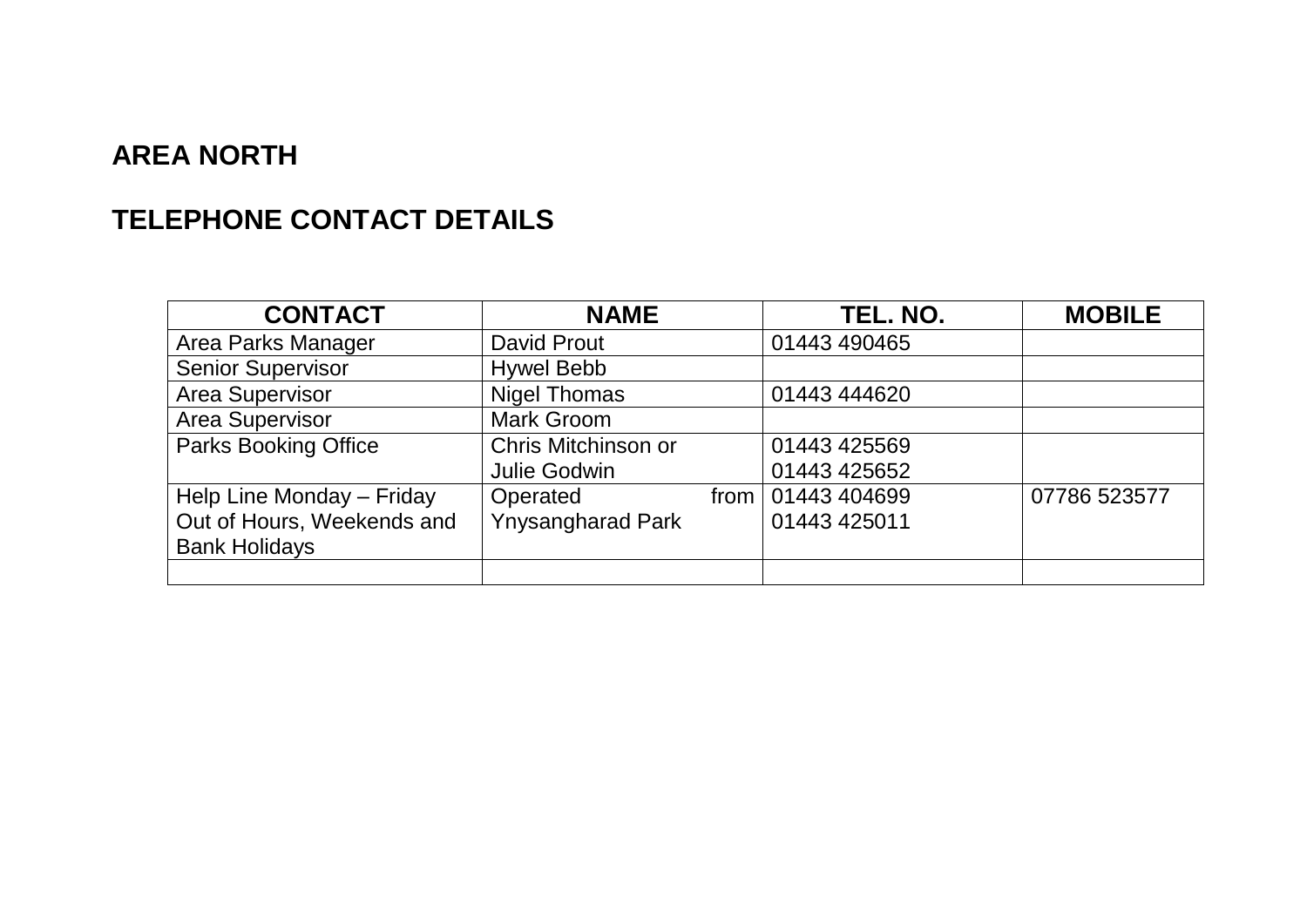## AREA NORTH

## TELEPHONE CONTACT DETAILS

| CONTACT | NAME | TEL. NO. | MOBILE |
|---|---|---|---|
| Area Parks Manager | David Prout | 01443 490465 | |
| Senior Supervisor | Hywel Bebb | | |
| Area Supervisor | Nigel Thomas | 01443 444620 | |
| Area Supervisor | Mark Groom | | |
| Parks Booking Office | Chris Mitchinson or Julie Godwin | 01443 425569 01443 425652 | |
| Help Line Monday – Friday Out of Hours, Weekends and Bank Holidays | Operated from Ynysangharad Park | 01443 404699 01443 425011 | 07786 523577 |
| | | | |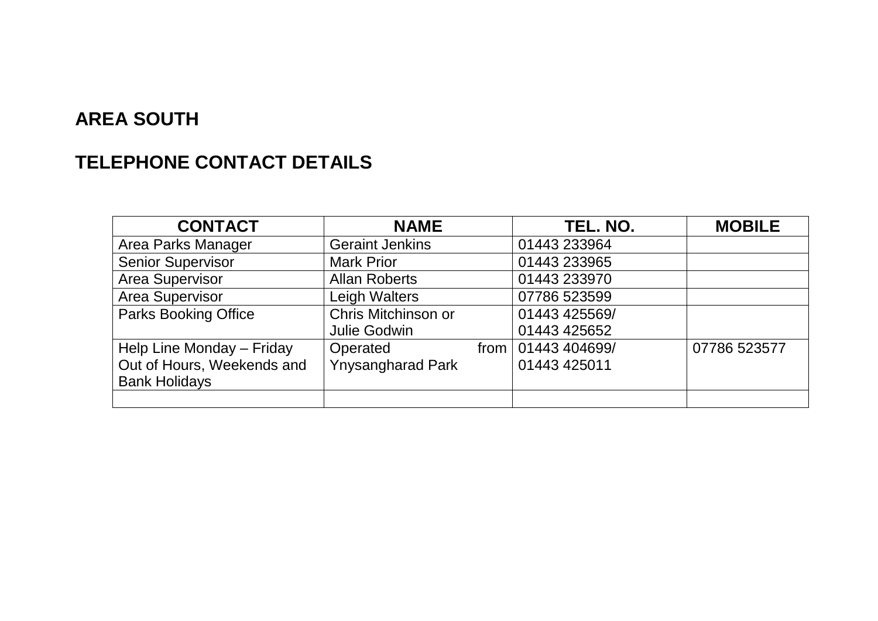## AREA SOUTH

## TELEPHONE CONTACT DETAILS

| CONTACT | NAME | TEL. NO. | MOBILE |
|---|---|---|---|
| Area Parks Manager | Geraint Jenkins | 01443 233964 | |
| Senior Supervisor | Mark Prior | 01443 233965 | |
| Area Supervisor | Allan Roberts | 01443 233970 | |
| Area Supervisor | Leigh Walters | 07786 523599 | |
| Parks Booking Office | Chris Mitchinson or Julie Godwin | 01443 425569/ 01443 425652 | |
| Help Line Monday – Friday Out of Hours, Weekends and Bank Holidays | Operated from Ynysangharad Park | 01443 404699/ 01443 425011 | 07786 523577 |
| | | | |